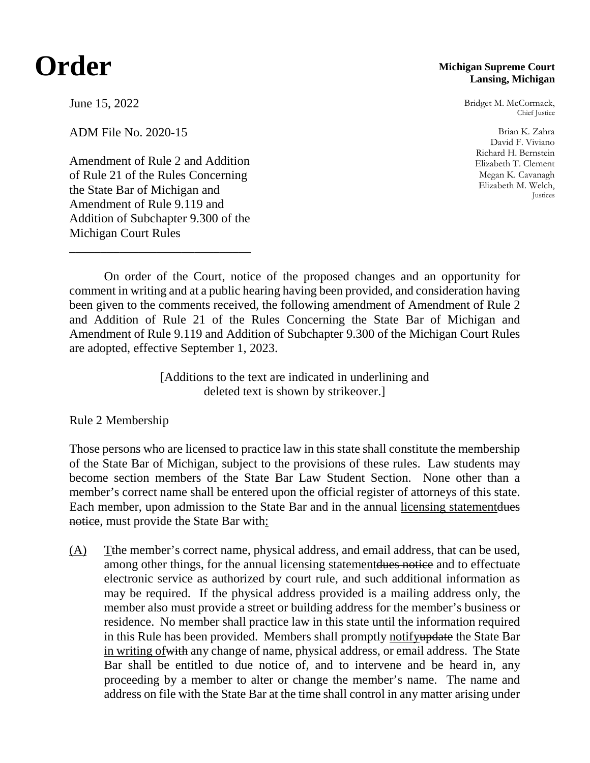# Order

**Michigan Supreme Court**
**Lansing, Michigan**

June 15, 2022

ADM File No. 2020-15

Amendment of Rule 2 and Addition of Rule 21 of the Rules Concerning the State Bar of Michigan and Amendment of Rule 9.119 and Addition of Subchapter 9.300 of the Michigan Court Rules

Bridget M. McCormack,
Chief Justice

Brian K. Zahra
David F. Viviano
Richard H. Bernstein
Elizabeth T. Clement
Megan K. Cavanagh
Elizabeth M. Welch,
Justices

---

On order of the Court, notice of the proposed changes and an opportunity for comment in writing and at a public hearing having been provided, and consideration having been given to the comments received, the following amendment of Amendment of Rule 2 and Addition of Rule 21 of the Rules Concerning the State Bar of Michigan and Amendment of Rule 9.119 and Addition of Subchapter 9.300 of the Michigan Court Rules are adopted, effective September 1, 2023.

[Additions to the text are indicated in underlining and deleted text is shown by strikeover.]

Rule 2 Membership

Those persons who are licensed to practice law in this state shall constitute the membership of the State Bar of Michigan, subject to the provisions of these rules. Law students may become section members of the State Bar Law Student Section. None other than a member's correct name shall be entered upon the official register of attorneys of this state. Each member, upon admission to the State Bar and in the annual <u>licensing statement</u>~~dues notice~~, must provide the State Bar with<u>:</u>

<u>(A)</u> <u>T</u>~~t~~he member's correct name, physical address, and email address, that can be used, among other things, for the annual <u>licensing statement</u>~~dues notice~~ and to effectuate electronic service as authorized by court rule, and such additional information as may be required. If the physical address provided is a mailing address only, the member also must provide a street or building address for the member's business or residence. No member shall practice law in this state until the information required in this Rule has been provided. Members shall promptly <u>notify</u>~~update~~ the State Bar <u>in writing of</u>~~with~~ any change of name, physical address, or email address. The State Bar shall be entitled to due notice of, and to intervene and be heard in, any proceeding by a member to alter or change the member's name. The name and address on file with the State Bar at the time shall control in any matter arising under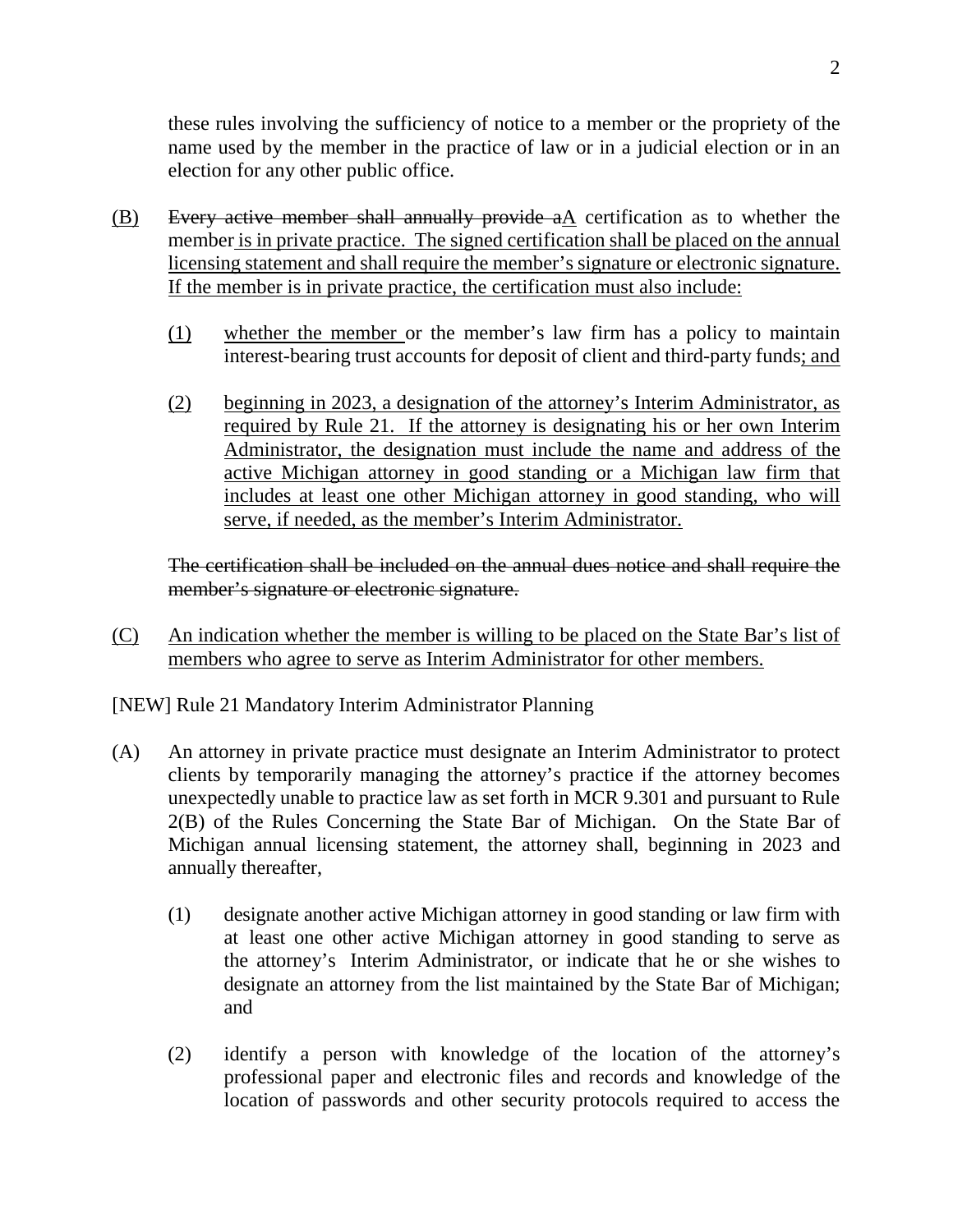these rules involving the sufficiency of notice to a member or the propriety of the name used by the member in the practice of law or in a judicial election or in an election for any other public office.

(B) ~~Every active member shall annually provide a~~A certification as to whether the member is in private practice. The signed certification shall be placed on the annual licensing statement and shall require the member's signature or electronic signature. If the member is in private practice, the certification must also include:

(1) whether the member or the member's law firm has a policy to maintain interest-bearing trust accounts for deposit of client and third-party funds; and

(2) beginning in 2023, a designation of the attorney's Interim Administrator, as required by Rule 21. If the attorney is designating his or her own Interim Administrator, the designation must include the name and address of the active Michigan attorney in good standing or a Michigan law firm that includes at least one other Michigan attorney in good standing, who will serve, if needed, as the member's Interim Administrator.

~~The certification shall be included on the annual dues notice and shall require the member's signature or electronic signature.~~

(C) An indication whether the member is willing to be placed on the State Bar's list of members who agree to serve as Interim Administrator for other members.

[NEW] Rule 21 Mandatory Interim Administrator Planning

(A) An attorney in private practice must designate an Interim Administrator to protect clients by temporarily managing the attorney's practice if the attorney becomes unexpectedly unable to practice law as set forth in MCR 9.301 and pursuant to Rule 2(B) of the Rules Concerning the State Bar of Michigan. On the State Bar of Michigan annual licensing statement, the attorney shall, beginning in 2023 and annually thereafter,

(1) designate another active Michigan attorney in good standing or law firm with at least one other active Michigan attorney in good standing to serve as the attorney's Interim Administrator, or indicate that he or she wishes to designate an attorney from the list maintained by the State Bar of Michigan; and

(2) identify a person with knowledge of the location of the attorney's professional paper and electronic files and records and knowledge of the location of passwords and other security protocols required to access the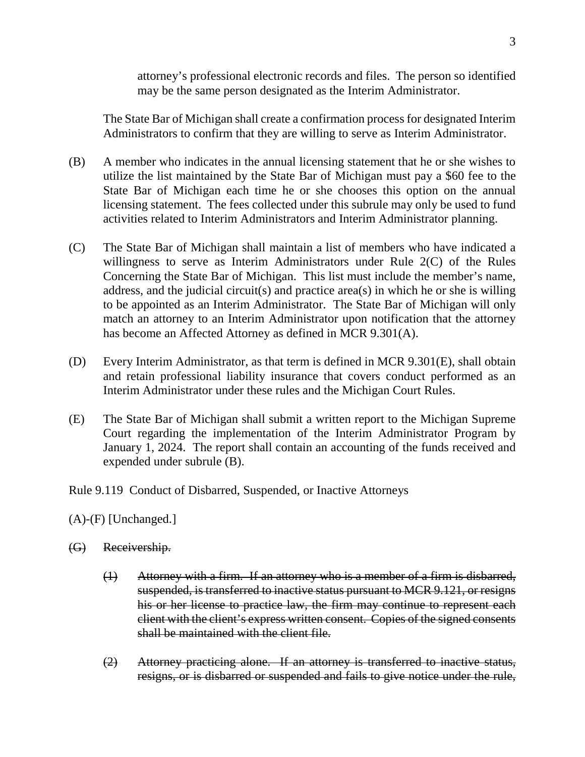attorney's professional electronic records and files. The person so identified may be the same person designated as the Interim Administrator.

The State Bar of Michigan shall create a confirmation process for designated Interim Administrators to confirm that they are willing to serve as Interim Administrator.

(B) A member who indicates in the annual licensing statement that he or she wishes to utilize the list maintained by the State Bar of Michigan must pay a $60 fee to the State Bar of Michigan each time he or she chooses this option on the annual licensing statement. The fees collected under this subrule may only be used to fund activities related to Interim Administrators and Interim Administrator planning.

(C) The State Bar of Michigan shall maintain a list of members who have indicated a willingness to serve as Interim Administrators under Rule 2(C) of the Rules Concerning the State Bar of Michigan. This list must include the member's name, address, and the judicial circuit(s) and practice area(s) in which he or she is willing to be appointed as an Interim Administrator. The State Bar of Michigan will only match an attorney to an Interim Administrator upon notification that the attorney has become an Affected Attorney as defined in MCR 9.301(A).

(D) Every Interim Administrator, as that term is defined in MCR 9.301(E), shall obtain and retain professional liability insurance that covers conduct performed as an Interim Administrator under these rules and the Michigan Court Rules.

(E) The State Bar of Michigan shall submit a written report to the Michigan Supreme Court regarding the implementation of the Interim Administrator Program by January 1, 2024. The report shall contain an accounting of the funds received and expended under subrule (B).

Rule 9.119 Conduct of Disbarred, Suspended, or Inactive Attorneys

(A)-(F) [Unchanged.]

~~(G) Receivership.~~

~~(1) Attorney with a firm. If an attorney who is a member of a firm is disbarred, suspended, is transferred to inactive status pursuant to MCR 9.121, or resigns his or her license to practice law, the firm may continue to represent each client with the client's express written consent. Copies of the signed consents shall be maintained with the client file.~~

~~(2) Attorney practicing alone. If an attorney is transferred to inactive status, resigns, or is disbarred or suspended and fails to give notice under the rule,~~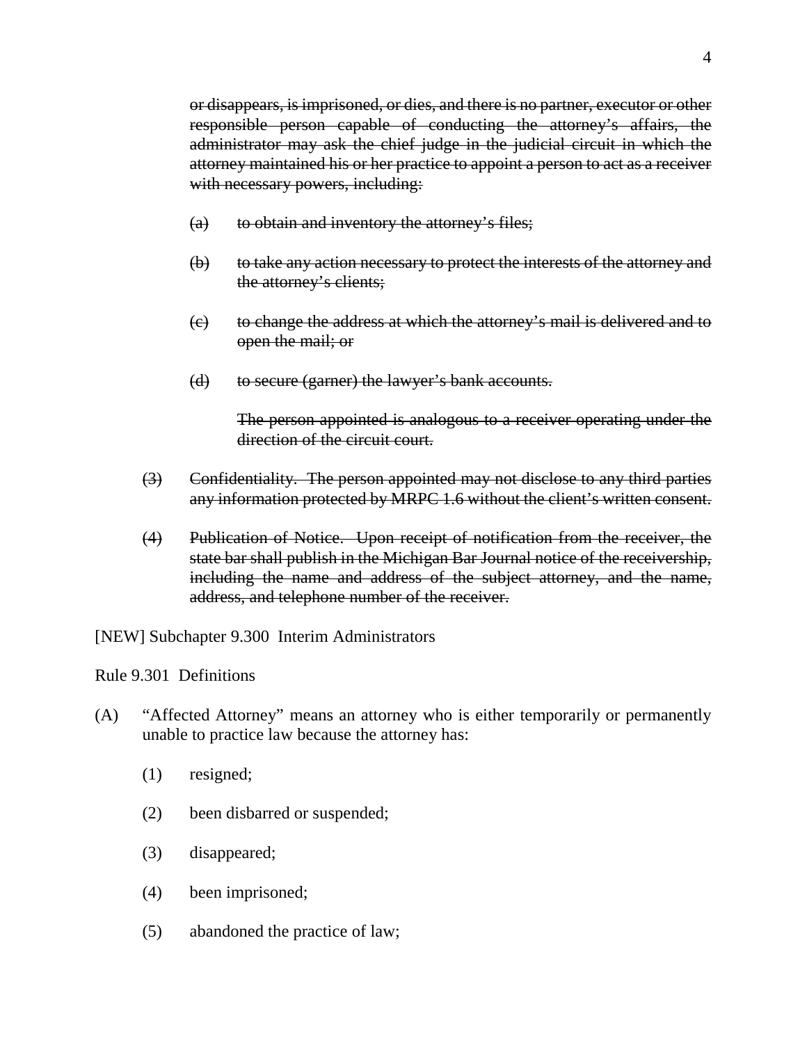~~or disappears, is imprisoned, or dies, and there is no partner, executor or other responsible person capable of conducting the attorney's affairs, the administrator may ask the chief judge in the judicial circuit in which the attorney maintained his or her practice to appoint a person to act as a receiver with necessary powers, including:~~

~~(a) to obtain and inventory the attorney's files;~~

~~(b) to take any action necessary to protect the interests of the attorney and the attorney's clients;~~

~~(c) to change the address at which the attorney's mail is delivered and to open the mail; or~~

~~(d) to secure (garner) the lawyer's bank accounts.~~

~~The person appointed is analogous to a receiver operating under the direction of the circuit court.~~

~~(3) Confidentiality. The person appointed may not disclose to any third parties any information protected by MRPC 1.6 without the client's written consent.~~

~~(4) Publication of Notice. Upon receipt of notification from the receiver, the state bar shall publish in the Michigan Bar Journal notice of the receivership, including the name and address of the subject attorney, and the name, address, and telephone number of the receiver.~~

[NEW] Subchapter 9.300 Interim Administrators

Rule 9.301 Definitions

(A) "Affected Attorney" means an attorney who is either temporarily or permanently unable to practice law because the attorney has:

(1) resigned;

(2) been disbarred or suspended;

(3) disappeared;

(4) been imprisoned;

(5) abandoned the practice of law;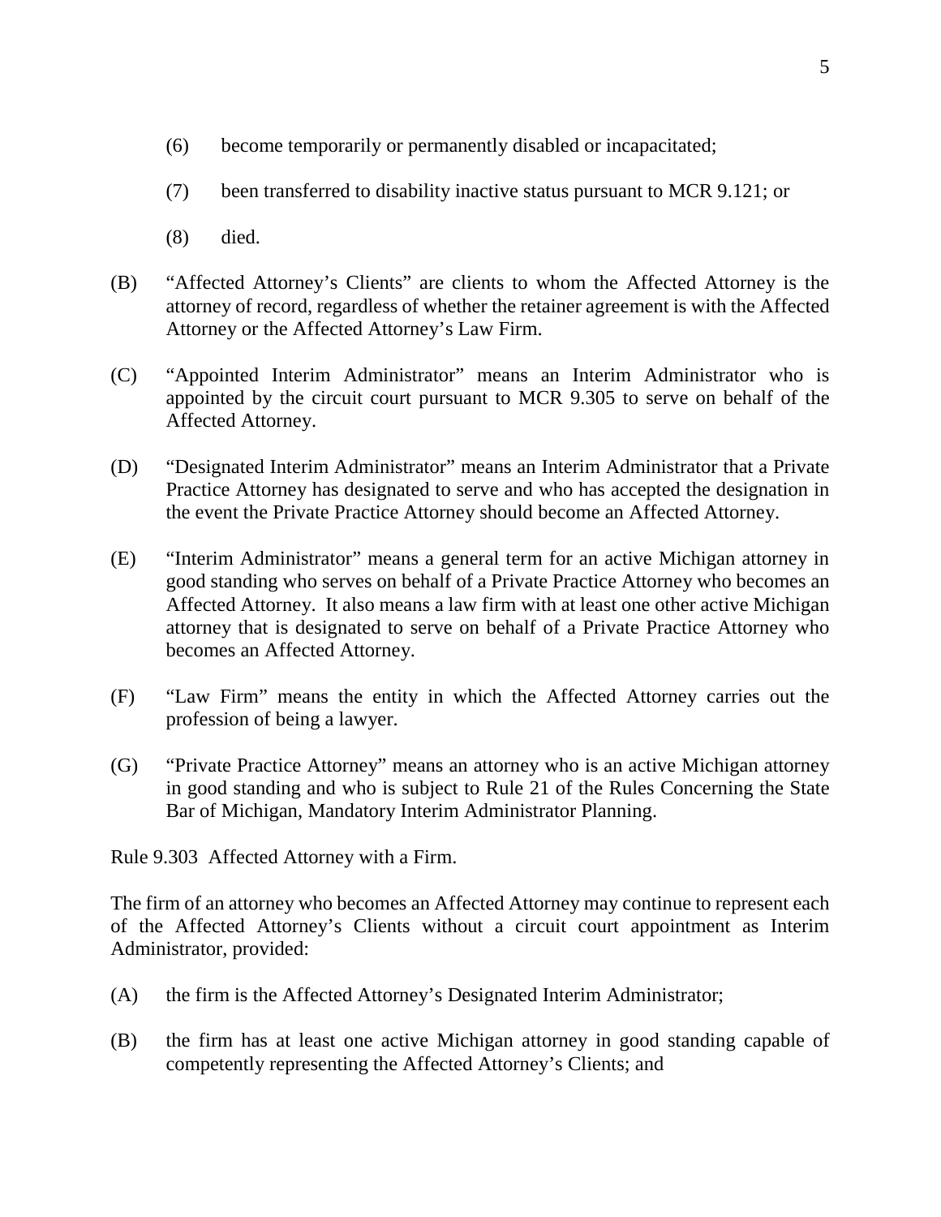(6) become temporarily or permanently disabled or incapacitated;

(7) been transferred to disability inactive status pursuant to MCR 9.121; or

(8) died.

(B) "Affected Attorney's Clients" are clients to whom the Affected Attorney is the attorney of record, regardless of whether the retainer agreement is with the Affected Attorney or the Affected Attorney's Law Firm.

(C) "Appointed Interim Administrator" means an Interim Administrator who is appointed by the circuit court pursuant to MCR 9.305 to serve on behalf of the Affected Attorney.

(D) "Designated Interim Administrator" means an Interim Administrator that a Private Practice Attorney has designated to serve and who has accepted the designation in the event the Private Practice Attorney should become an Affected Attorney.

(E) "Interim Administrator" means a general term for an active Michigan attorney in good standing who serves on behalf of a Private Practice Attorney who becomes an Affected Attorney. It also means a law firm with at least one other active Michigan attorney that is designated to serve on behalf of a Private Practice Attorney who becomes an Affected Attorney.

(F) "Law Firm" means the entity in which the Affected Attorney carries out the profession of being a lawyer.

(G) "Private Practice Attorney" means an attorney who is an active Michigan attorney in good standing and who is subject to Rule 21 of the Rules Concerning the State Bar of Michigan, Mandatory Interim Administrator Planning.

Rule 9.303 Affected Attorney with a Firm.

The firm of an attorney who becomes an Affected Attorney may continue to represent each of the Affected Attorney's Clients without a circuit court appointment as Interim Administrator, provided:

(A) the firm is the Affected Attorney's Designated Interim Administrator;

(B) the firm has at least one active Michigan attorney in good standing capable of competently representing the Affected Attorney's Clients; and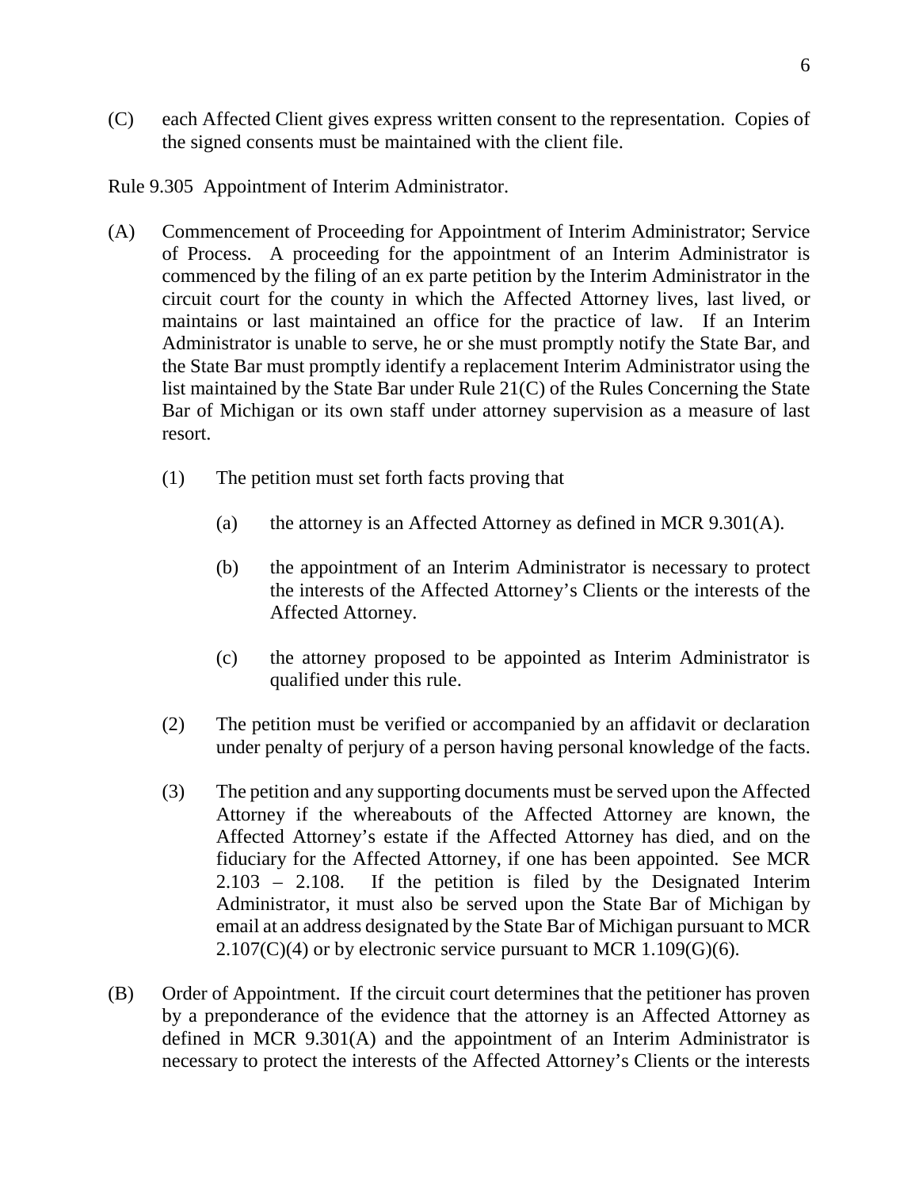(C) each Affected Client gives express written consent to the representation. Copies of the signed consents must be maintained with the client file.

Rule 9.305 Appointment of Interim Administrator.

(A) Commencement of Proceeding for Appointment of Interim Administrator; Service of Process. A proceeding for the appointment of an Interim Administrator is commenced by the filing of an ex parte petition by the Interim Administrator in the circuit court for the county in which the Affected Attorney lives, last lived, or maintains or last maintained an office for the practice of law. If an Interim Administrator is unable to serve, he or she must promptly notify the State Bar, and the State Bar must promptly identify a replacement Interim Administrator using the list maintained by the State Bar under Rule 21(C) of the Rules Concerning the State Bar of Michigan or its own staff under attorney supervision as a measure of last resort.

   (1) The petition must set forth facts proving that

      (a) the attorney is an Affected Attorney as defined in MCR 9.301(A).

      (b) the appointment of an Interim Administrator is necessary to protect the interests of the Affected Attorney's Clients or the interests of the Affected Attorney.

      (c) the attorney proposed to be appointed as Interim Administrator is qualified under this rule.

   (2) The petition must be verified or accompanied by an affidavit or declaration under penalty of perjury of a person having personal knowledge of the facts.

   (3) The petition and any supporting documents must be served upon the Affected Attorney if the whereabouts of the Affected Attorney are known, the Affected Attorney's estate if the Affected Attorney has died, and on the fiduciary for the Affected Attorney, if one has been appointed. See MCR 2.103 – 2.108. If the petition is filed by the Designated Interim Administrator, it must also be served upon the State Bar of Michigan by email at an address designated by the State Bar of Michigan pursuant to MCR 2.107(C)(4) or by electronic service pursuant to MCR 1.109(G)(6).

(B) Order of Appointment. If the circuit court determines that the petitioner has proven by a preponderance of the evidence that the attorney is an Affected Attorney as defined in MCR 9.301(A) and the appointment of an Interim Administrator is necessary to protect the interests of the Affected Attorney's Clients or the interests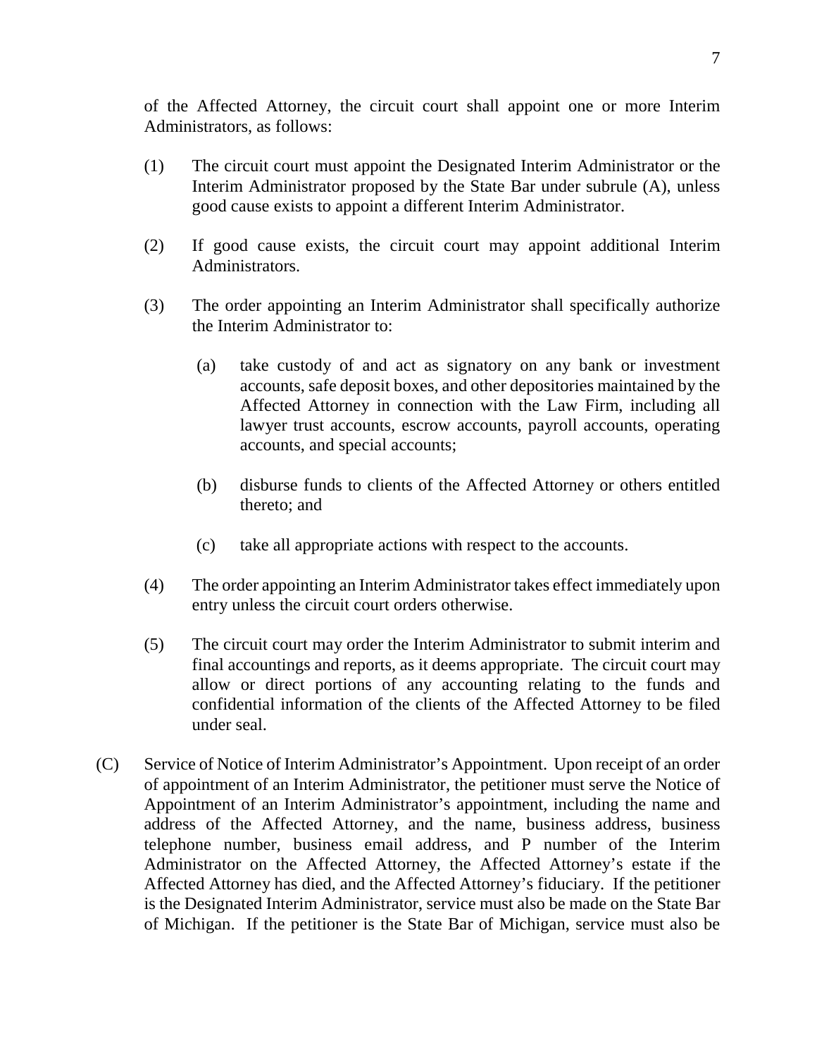of the Affected Attorney, the circuit court shall appoint one or more Interim Administrators, as follows:

(1) The circuit court must appoint the Designated Interim Administrator or the Interim Administrator proposed by the State Bar under subrule (A), unless good cause exists to appoint a different Interim Administrator.

(2) If good cause exists, the circuit court may appoint additional Interim Administrators.

(3) The order appointing an Interim Administrator shall specifically authorize the Interim Administrator to:

   (a) take custody of and act as signatory on any bank or investment accounts, safe deposit boxes, and other depositories maintained by the Affected Attorney in connection with the Law Firm, including all lawyer trust accounts, escrow accounts, payroll accounts, operating accounts, and special accounts;

   (b) disburse funds to clients of the Affected Attorney or others entitled thereto; and

   (c) take all appropriate actions with respect to the accounts.

(4) The order appointing an Interim Administrator takes effect immediately upon entry unless the circuit court orders otherwise.

(5) The circuit court may order the Interim Administrator to submit interim and final accountings and reports, as it deems appropriate. The circuit court may allow or direct portions of any accounting relating to the funds and confidential information of the clients of the Affected Attorney to be filed under seal.

(C) Service of Notice of Interim Administrator's Appointment. Upon receipt of an order of appointment of an Interim Administrator, the petitioner must serve the Notice of Appointment of an Interim Administrator's appointment, including the name and address of the Affected Attorney, and the name, business address, business telephone number, business email address, and P number of the Interim Administrator on the Affected Attorney, the Affected Attorney's estate if the Affected Attorney has died, and the Affected Attorney's fiduciary. If the petitioner is the Designated Interim Administrator, service must also be made on the State Bar of Michigan. If the petitioner is the State Bar of Michigan, service must also be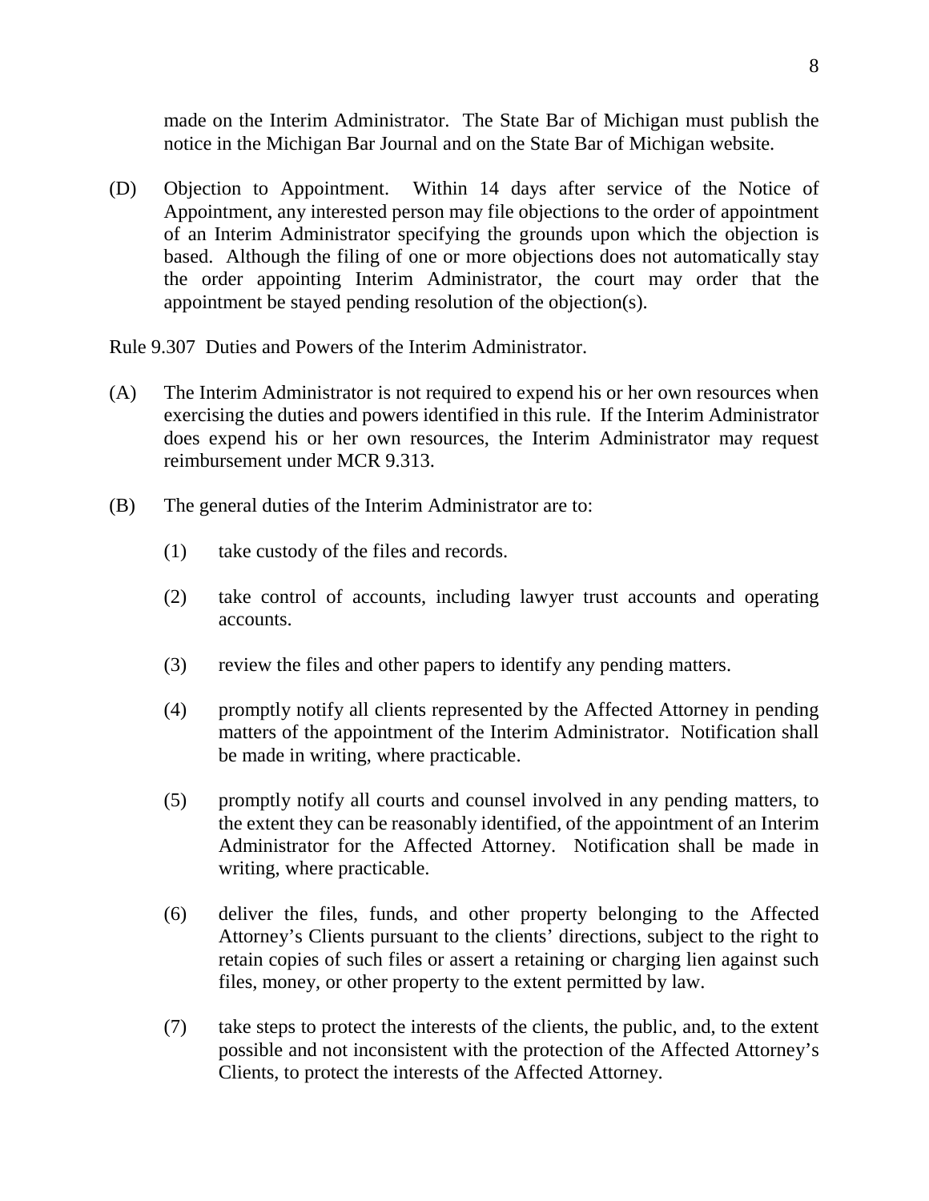made on the Interim Administrator. The State Bar of Michigan must publish the notice in the Michigan Bar Journal and on the State Bar of Michigan website.

(D) Objection to Appointment. Within 14 days after service of the Notice of Appointment, any interested person may file objections to the order of appointment of an Interim Administrator specifying the grounds upon which the objection is based. Although the filing of one or more objections does not automatically stay the order appointing Interim Administrator, the court may order that the appointment be stayed pending resolution of the objection(s).

Rule 9.307 Duties and Powers of the Interim Administrator.

(A) The Interim Administrator is not required to expend his or her own resources when exercising the duties and powers identified in this rule. If the Interim Administrator does expend his or her own resources, the Interim Administrator may request reimbursement under MCR 9.313.

(B) The general duties of the Interim Administrator are to:

(1) take custody of the files and records.

(2) take control of accounts, including lawyer trust accounts and operating accounts.

(3) review the files and other papers to identify any pending matters.

(4) promptly notify all clients represented by the Affected Attorney in pending matters of the appointment of the Interim Administrator. Notification shall be made in writing, where practicable.

(5) promptly notify all courts and counsel involved in any pending matters, to the extent they can be reasonably identified, of the appointment of an Interim Administrator for the Affected Attorney. Notification shall be made in writing, where practicable.

(6) deliver the files, funds, and other property belonging to the Affected Attorney's Clients pursuant to the clients' directions, subject to the right to retain copies of such files or assert a retaining or charging lien against such files, money, or other property to the extent permitted by law.

(7) take steps to protect the interests of the clients, the public, and, to the extent possible and not inconsistent with the protection of the Affected Attorney's Clients, to protect the interests of the Affected Attorney.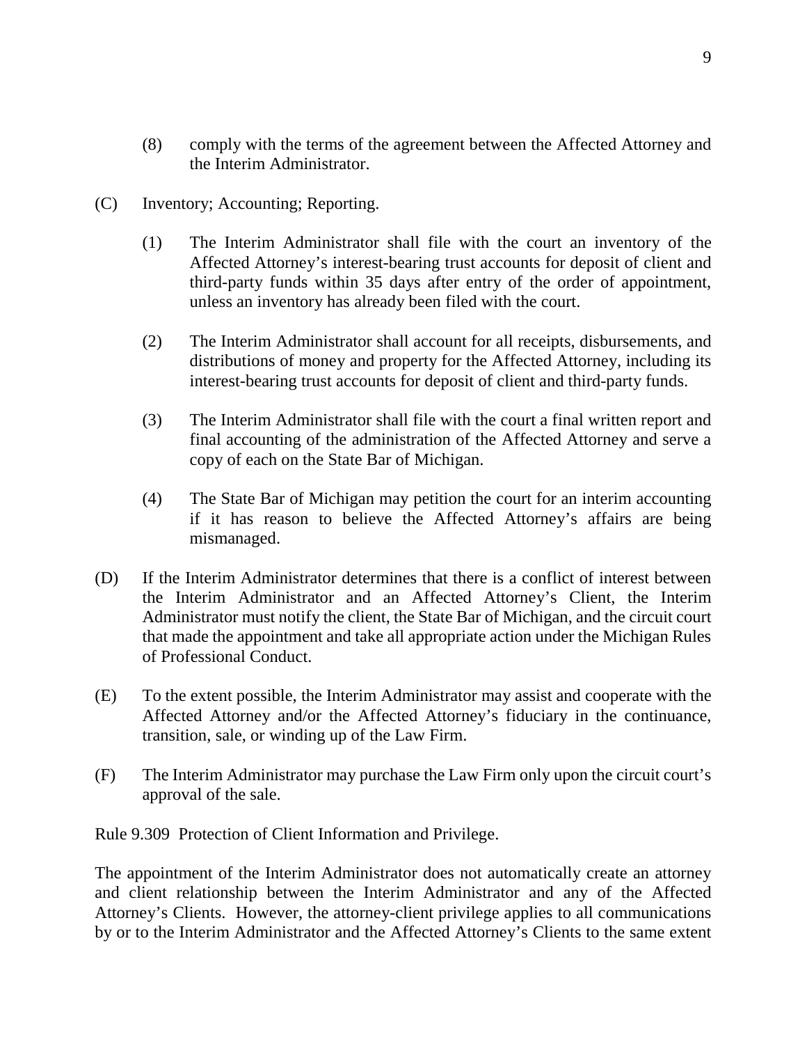(8) comply with the terms of the agreement between the Affected Attorney and the Interim Administrator.

(C) Inventory; Accounting; Reporting.

(1) The Interim Administrator shall file with the court an inventory of the Affected Attorney's interest-bearing trust accounts for deposit of client and third-party funds within 35 days after entry of the order of appointment, unless an inventory has already been filed with the court.

(2) The Interim Administrator shall account for all receipts, disbursements, and distributions of money and property for the Affected Attorney, including its interest-bearing trust accounts for deposit of client and third-party funds.

(3) The Interim Administrator shall file with the court a final written report and final accounting of the administration of the Affected Attorney and serve a copy of each on the State Bar of Michigan.

(4) The State Bar of Michigan may petition the court for an interim accounting if it has reason to believe the Affected Attorney's affairs are being mismanaged.

(D) If the Interim Administrator determines that there is a conflict of interest between the Interim Administrator and an Affected Attorney's Client, the Interim Administrator must notify the client, the State Bar of Michigan, and the circuit court that made the appointment and take all appropriate action under the Michigan Rules of Professional Conduct.

(E) To the extent possible, the Interim Administrator may assist and cooperate with the Affected Attorney and/or the Affected Attorney's fiduciary in the continuance, transition, sale, or winding up of the Law Firm.

(F) The Interim Administrator may purchase the Law Firm only upon the circuit court's approval of the sale.

Rule 9.309 Protection of Client Information and Privilege.

The appointment of the Interim Administrator does not automatically create an attorney and client relationship between the Interim Administrator and any of the Affected Attorney's Clients. However, the attorney-client privilege applies to all communications by or to the Interim Administrator and the Affected Attorney's Clients to the same extent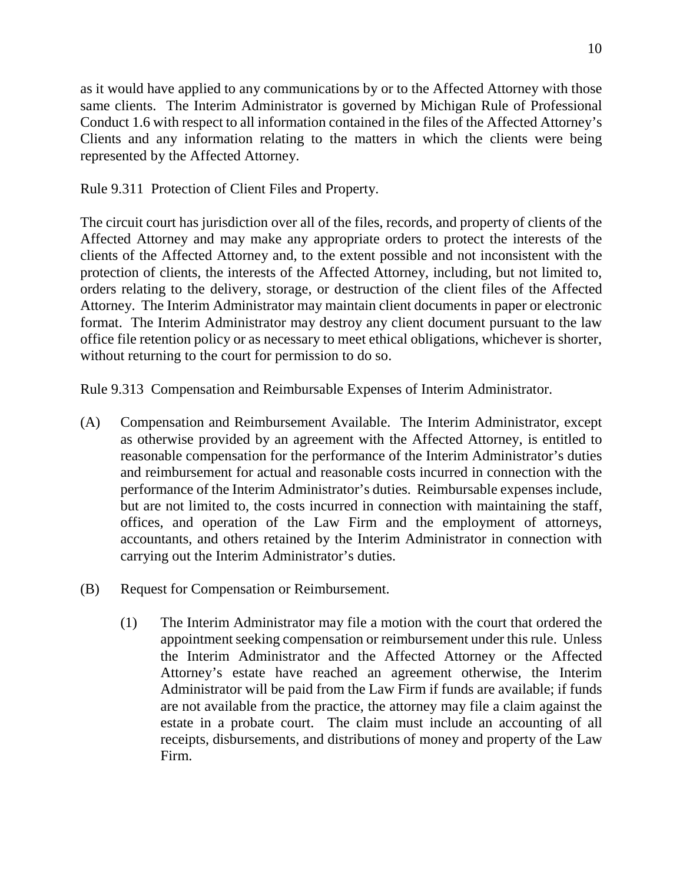as it would have applied to any communications by or to the Affected Attorney with those same clients. The Interim Administrator is governed by Michigan Rule of Professional Conduct 1.6 with respect to all information contained in the files of the Affected Attorney's Clients and any information relating to the matters in which the clients were being represented by the Affected Attorney.

Rule 9.311 Protection of Client Files and Property.

The circuit court has jurisdiction over all of the files, records, and property of clients of the Affected Attorney and may make any appropriate orders to protect the interests of the clients of the Affected Attorney and, to the extent possible and not inconsistent with the protection of clients, the interests of the Affected Attorney, including, but not limited to, orders relating to the delivery, storage, or destruction of the client files of the Affected Attorney. The Interim Administrator may maintain client documents in paper or electronic format. The Interim Administrator may destroy any client document pursuant to the law office file retention policy or as necessary to meet ethical obligations, whichever is shorter, without returning to the court for permission to do so.

Rule 9.313 Compensation and Reimbursable Expenses of Interim Administrator.

(A) Compensation and Reimbursement Available. The Interim Administrator, except as otherwise provided by an agreement with the Affected Attorney, is entitled to reasonable compensation for the performance of the Interim Administrator's duties and reimbursement for actual and reasonable costs incurred in connection with the performance of the Interim Administrator's duties. Reimbursable expenses include, but are not limited to, the costs incurred in connection with maintaining the staff, offices, and operation of the Law Firm and the employment of attorneys, accountants, and others retained by the Interim Administrator in connection with carrying out the Interim Administrator's duties.

(B) Request for Compensation or Reimbursement.

(1) The Interim Administrator may file a motion with the court that ordered the appointment seeking compensation or reimbursement under this rule. Unless the Interim Administrator and the Affected Attorney or the Affected Attorney's estate have reached an agreement otherwise, the Interim Administrator will be paid from the Law Firm if funds are available; if funds are not available from the practice, the attorney may file a claim against the estate in a probate court. The claim must include an accounting of all receipts, disbursements, and distributions of money and property of the Law Firm.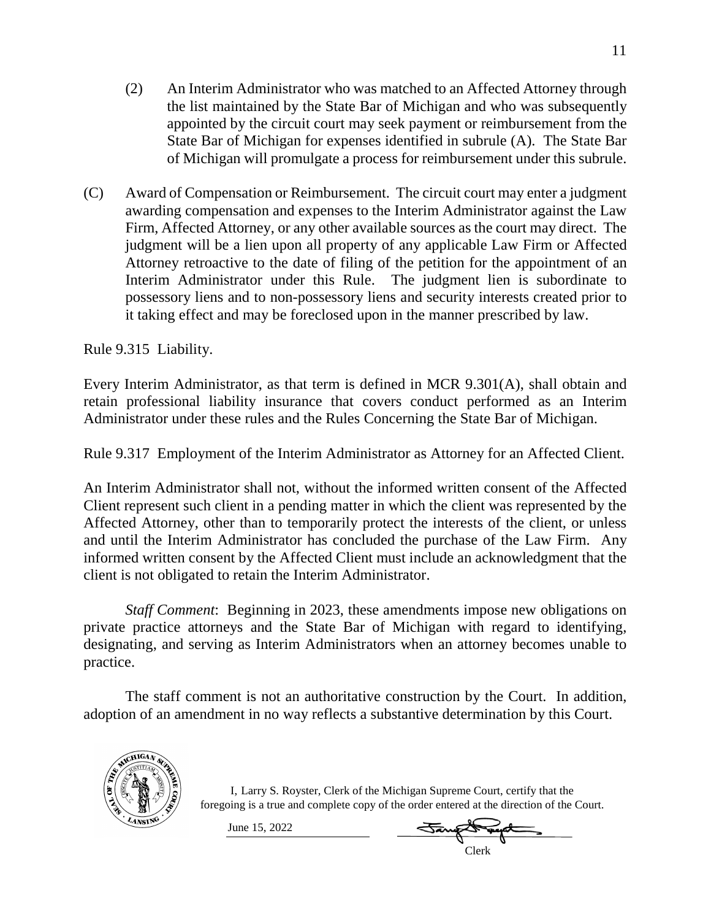(2) An Interim Administrator who was matched to an Affected Attorney through the list maintained by the State Bar of Michigan and who was subsequently appointed by the circuit court may seek payment or reimbursement from the State Bar of Michigan for expenses identified in subrule (A). The State Bar of Michigan will promulgate a process for reimbursement under this subrule.

(C) Award of Compensation or Reimbursement. The circuit court may enter a judgment awarding compensation and expenses to the Interim Administrator against the Law Firm, Affected Attorney, or any other available sources as the court may direct. The judgment will be a lien upon all property of any applicable Law Firm or Affected Attorney retroactive to the date of filing of the petition for the appointment of an Interim Administrator under this Rule. The judgment lien is subordinate to possessory liens and to non-possessory liens and security interests created prior to it taking effect and may be foreclosed upon in the manner prescribed by law.

Rule 9.315 Liability.

Every Interim Administrator, as that term is defined in MCR 9.301(A), shall obtain and retain professional liability insurance that covers conduct performed as an Interim Administrator under these rules and the Rules Concerning the State Bar of Michigan.

Rule 9.317 Employment of the Interim Administrator as Attorney for an Affected Client.

An Interim Administrator shall not, without the informed written consent of the Affected Client represent such client in a pending matter in which the client was represented by the Affected Attorney, other than to temporarily protect the interests of the client, or unless and until the Interim Administrator has concluded the purchase of the Law Firm. Any informed written consent by the Affected Client must include an acknowledgment that the client is not obligated to retain the Interim Administrator.

*Staff Comment*: Beginning in 2023, these amendments impose new obligations on private practice attorneys and the State Bar of Michigan with regard to identifying, designating, and serving as Interim Administrators when an attorney becomes unable to practice.

The staff comment is not an authoritative construction by the Court. In addition, adoption of an amendment in no way reflects a substantive determination by this Court.

I, Larry S. Royster, Clerk of the Michigan Supreme Court, certify that the foregoing is a true and complete copy of the order entered at the direction of the Court.

June 15, 2022

Clerk